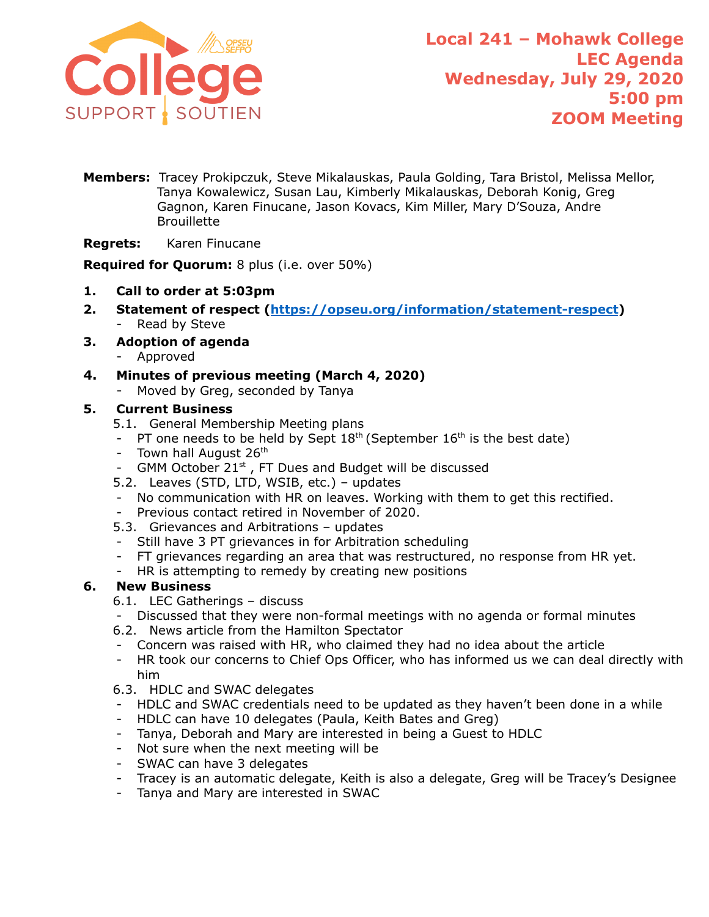# Local 241 – Mohawk College
## LEC Agenda
## Wednesday, July 29, 2020
## 5:00 pm
## ZOOM Meeting

**Members:** Tracey Prokipczuk, Steve Mikalauskas, Paula Golding, Tara Bristol, Melissa Mellor, Tanya Kowalewicz, Susan Lau, Kimberly Mikalauskas, Deborah Konig, Greg Gagnon, Karen Finucane, Jason Kovacs, Kim Miller, Mary D'Souza, Andre Brouillette

**Regrets:** Karen Finucane

**Required for Quorum:** 8 plus (i.e. over 50%)

1. **Call to order at 5:03pm**
2. **Statement of respect (https://opseu.org/information/statement-respect)**
   - Read by Steve
3. **Adoption of agenda**
   - Approved
4. **Minutes of previous meeting (March 4, 2020)**
   - Moved by Greg, seconded by Tanya
5. **Current Business**
   - 5.1. General Membership Meeting plans
     - PT one needs to be held by Sept 18th (September 16th is the best date)
     - Town hall August 26th
     - GMM October 21st , FT Dues and Budget will be discussed
   - 5.2. Leaves (STD, LTD, WSIB, etc.) – updates
     - No communication with HR on leaves. Working with them to get this rectified.
     - Previous contact retired in November of 2020.
   - 5.3. Grievances and Arbitrations – updates
     - Still have 3 PT grievances in for Arbitration scheduling
     - FT grievances regarding an area that was restructured, no response from HR yet.
     - HR is attempting to remedy by creating new positions
6. **New Business**
   - 6.1. LEC Gatherings – discuss
     - Discussed that they were non-formal meetings with no agenda or formal minutes
   - 6.2. News article from the Hamilton Spectator
     - Concern was raised with HR, who claimed they had no idea about the article
     - HR took our concerns to Chief Ops Officer, who has informed us we can deal directly with him
   - 6.3. HDLC and SWAC delegates
     - HDLC and SWAC credentials need to be updated as they haven't been done in a while
     - HDLC can have 10 delegates (Paula, Keith Bates and Greg)
     - Tanya, Deborah and Mary are interested in being a Guest to HDLC
     - Not sure when the next meeting will be
     - SWAC can have 3 delegates
     - Tracey is an automatic delegate, Keith is also a delegate, Greg will be Tracey's Designee
     - Tanya and Mary are interested in SWAC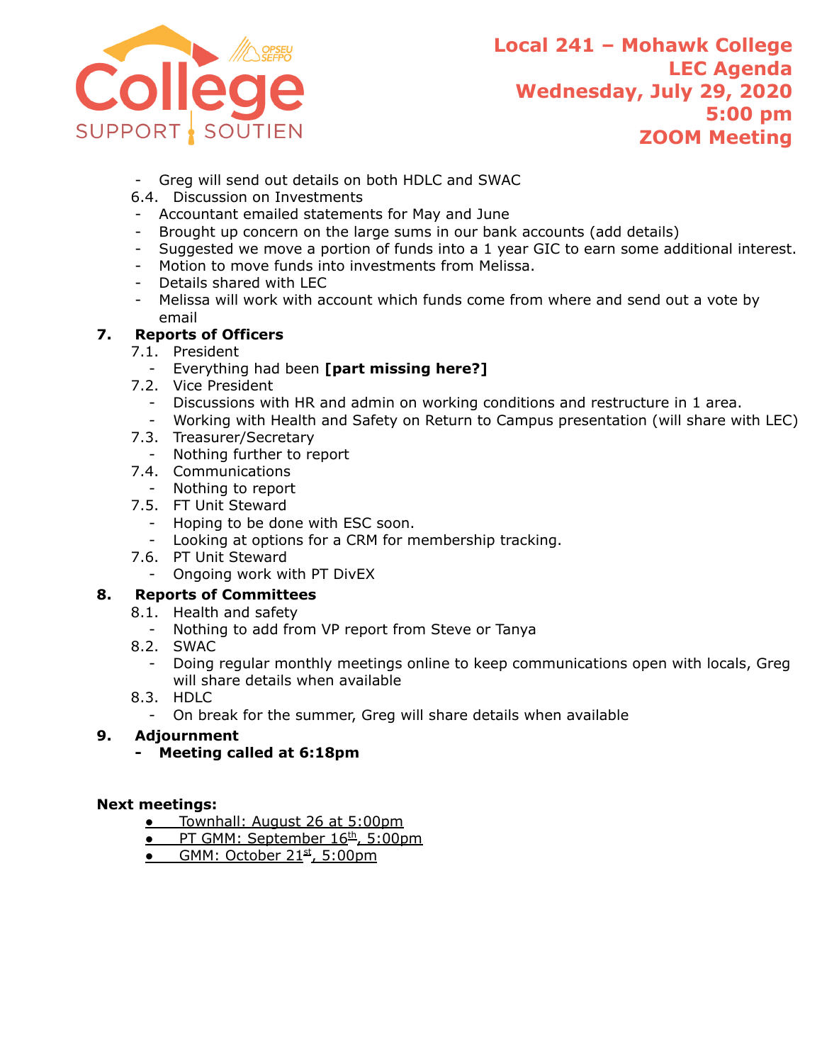Local 241 – Mohawk College
LEC Agenda
Wednesday, July 29, 2020
5:00 pm
ZOOM Meeting

- Greg will send out details on both HDLC and SWAC

6.4. Discussion on Investments
- Accountant emailed statements for May and June
- Brought up concern on the large sums in our bank accounts (add details)
- Suggested we move a portion of funds into a 1 year GIC to earn some additional interest.
- Motion to move funds into investments from Melissa.
- Details shared with LEC
- Melissa will work with account which funds come from where and send out a vote by email

**7. Reports of Officers**

7.1. President
- Everything had been **[part missing here?]**

7.2. Vice President
- Discussions with HR and admin on working conditions and restructure in 1 area.
- Working with Health and Safety on Return to Campus presentation (will share with LEC)

7.3. Treasurer/Secretary
- Nothing further to report

7.4. Communications
- Nothing to report

7.5. FT Unit Steward
- Hoping to be done with ESC soon.
- Looking at options for a CRM for membership tracking.

7.6. PT Unit Steward
- Ongoing work with PT DivEX

**8. Reports of Committees**

8.1. Health and safety
- Nothing to add from VP report from Steve or Tanya

8.2. SWAC
- Doing regular monthly meetings online to keep communications open with locals, Greg will share details when available

8.3. HDLC
- On break for the summer, Greg will share details when available

**9. Adjournment**
- **Meeting called at 6:18pm**

**Next meetings:**

- Townhall: August 26 at 5:00pm
- PT GMM: September 16th, 5:00pm
- GMM: October 21st, 5:00pm